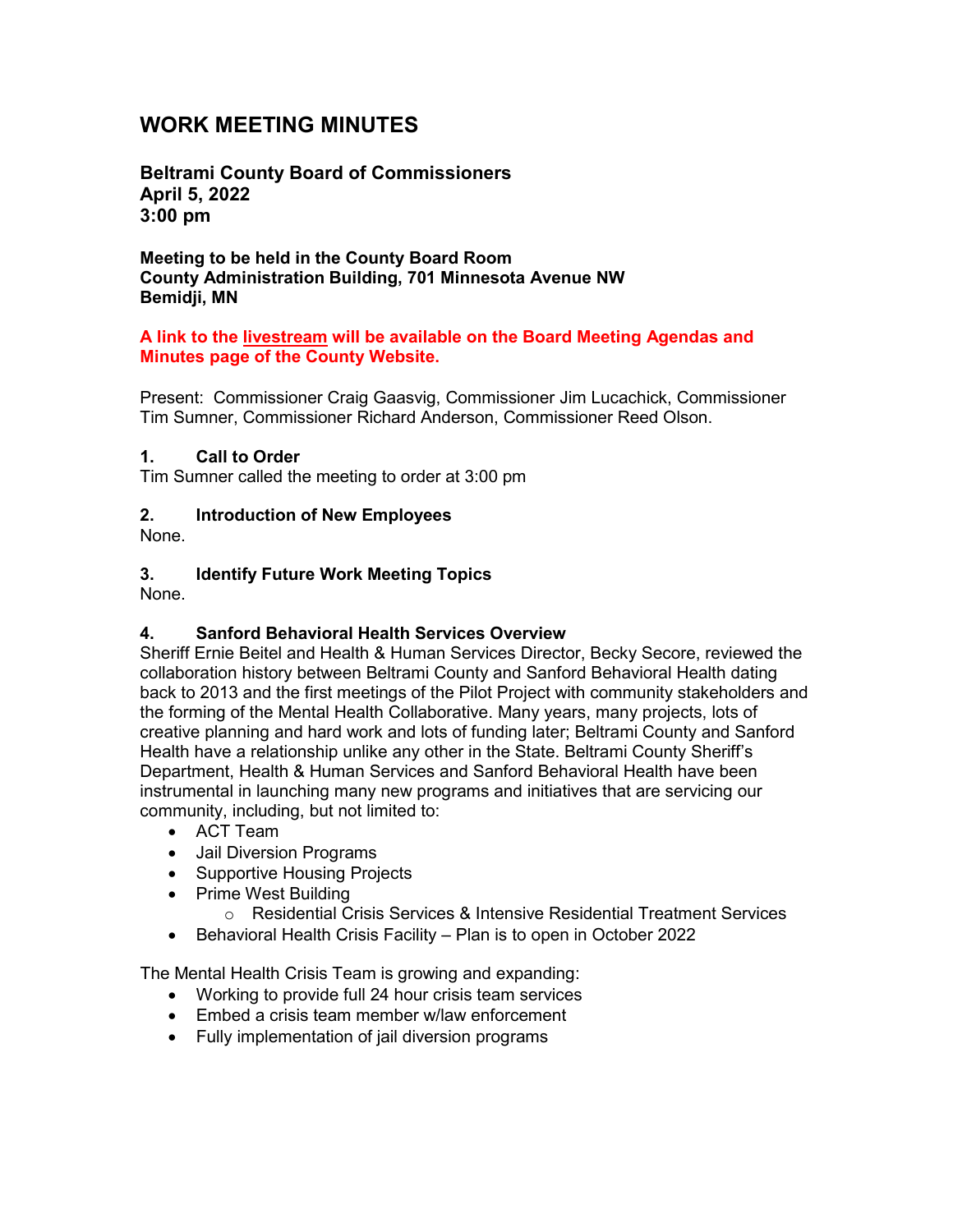# WORK MEETING MINUTES

**Beltrami County Board of Commissioners**
**April 5, 2022**
**3:00 pm**

**Meeting to be held in the County Board Room**
**County Administration Building, 701 Minnesota Avenue NW**
**Bemidji, MN**

**A link to the livestream will be available on the Board Meeting Agendas and Minutes page of the County Website.**

Present: Commissioner Craig Gaasvig, Commissioner Jim Lucachick, Commissioner Tim Sumner, Commissioner Richard Anderson, Commissioner Reed Olson.

### 1. Call to Order

Tim Sumner called the meeting to order at 3:00 pm

### 2. Introduction of New Employees

None.

### 3. Identify Future Work Meeting Topics

None.

### 4. Sanford Behavioral Health Services Overview

Sheriff Ernie Beitel and Health & Human Services Director, Becky Secore, reviewed the collaboration history between Beltrami County and Sanford Behavioral Health dating back to 2013 and the first meetings of the Pilot Project with community stakeholders and the forming of the Mental Health Collaborative. Many years, many projects, lots of creative planning and hard work and lots of funding later; Beltrami County and Sanford Health have a relationship unlike any other in the State. Beltrami County Sheriff's Department, Health & Human Services and Sanford Behavioral Health have been instrumental in launching many new programs and initiatives that are servicing our community, including, but not limited to:

- ACT Team
- Jail Diversion Programs
- Supportive Housing Projects
- Prime West Building
  - Residential Crisis Services & Intensive Residential Treatment Services
- Behavioral Health Crisis Facility – Plan is to open in October 2022

The Mental Health Crisis Team is growing and expanding:

- Working to provide full 24 hour crisis team services
- Embed a crisis team member w/law enforcement
- Fully implementation of jail diversion programs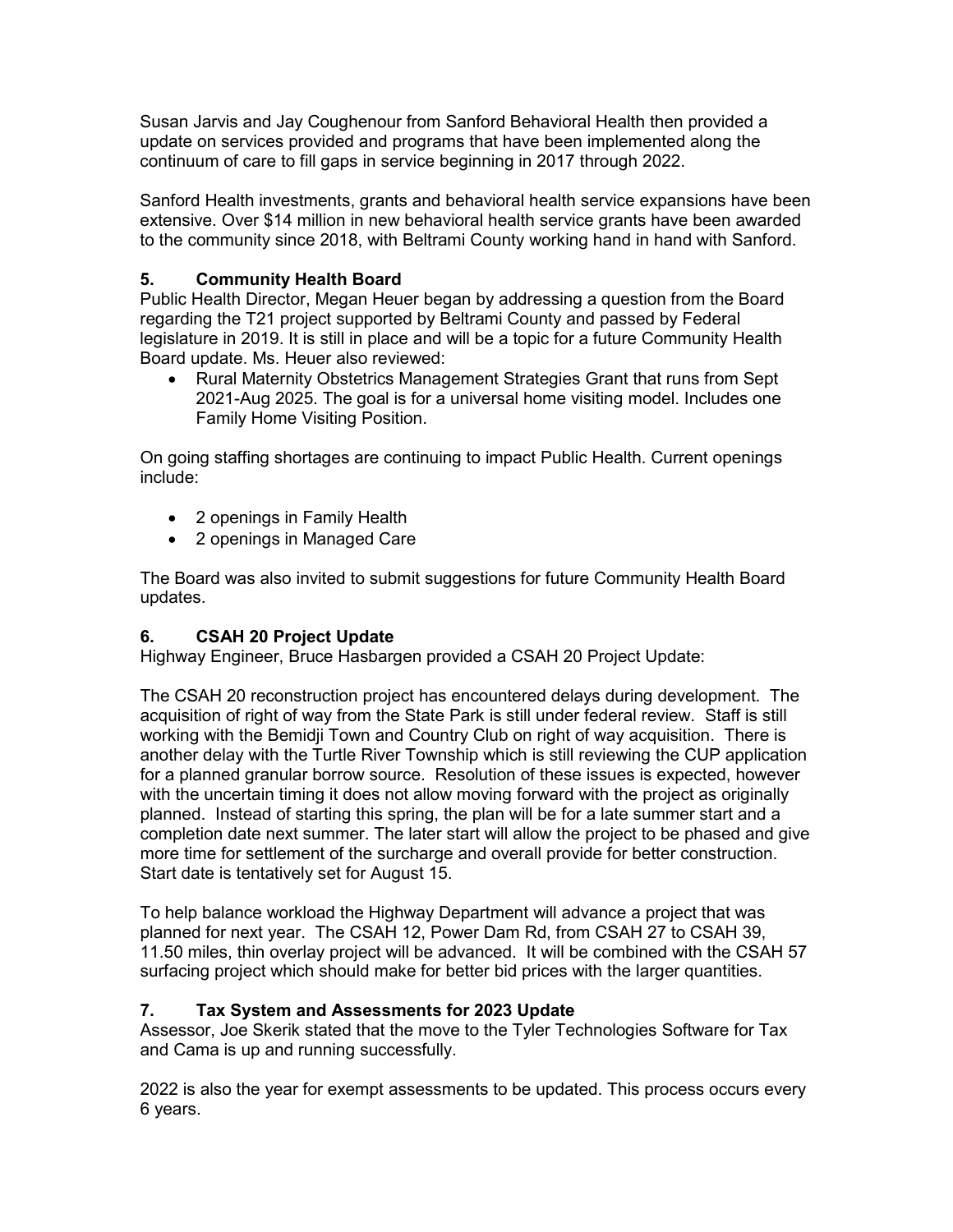Susan Jarvis and Jay Coughenour from Sanford Behavioral Health then provided a update on services provided and programs that have been implemented along the continuum of care to fill gaps in service beginning in 2017 through 2022.

Sanford Health investments, grants and behavioral health service expansions have been extensive. Over $14 million in new behavioral health service grants have been awarded to the community since 2018, with Beltrami County working hand in hand with Sanford.

### 5. Community Health Board

Public Health Director, Megan Heuer began by addressing a question from the Board regarding the T21 project supported by Beltrami County and passed by Federal legislature in 2019. It is still in place and will be a topic for a future Community Health Board update. Ms. Heuer also reviewed:

- Rural Maternity Obstetrics Management Strategies Grant that runs from Sept 2021-Aug 2025. The goal is for a universal home visiting model. Includes one Family Home Visiting Position.

On going staffing shortages are continuing to impact Public Health. Current openings include:

- 2 openings in Family Health
- 2 openings in Managed Care

The Board was also invited to submit suggestions for future Community Health Board updates.

### 6. CSAH 20 Project Update

Highway Engineer, Bruce Hasbargen provided a CSAH 20 Project Update:

The CSAH 20 reconstruction project has encountered delays during development. The acquisition of right of way from the State Park is still under federal review. Staff is still working with the Bemidji Town and Country Club on right of way acquisition. There is another delay with the Turtle River Township which is still reviewing the CUP application for a planned granular borrow source. Resolution of these issues is expected, however with the uncertain timing it does not allow moving forward with the project as originally planned. Instead of starting this spring, the plan will be for a late summer start and a completion date next summer. The later start will allow the project to be phased and give more time for settlement of the surcharge and overall provide for better construction. Start date is tentatively set for August 15.

To help balance workload the Highway Department will advance a project that was planned for next year. The CSAH 12, Power Dam Rd, from CSAH 27 to CSAH 39, 11.50 miles, thin overlay project will be advanced. It will be combined with the CSAH 57 surfacing project which should make for better bid prices with the larger quantities.

### 7. Tax System and Assessments for 2023 Update

Assessor, Joe Skerik stated that the move to the Tyler Technologies Software for Tax and Cama is up and running successfully.

2022 is also the year for exempt assessments to be updated. This process occurs every 6 years.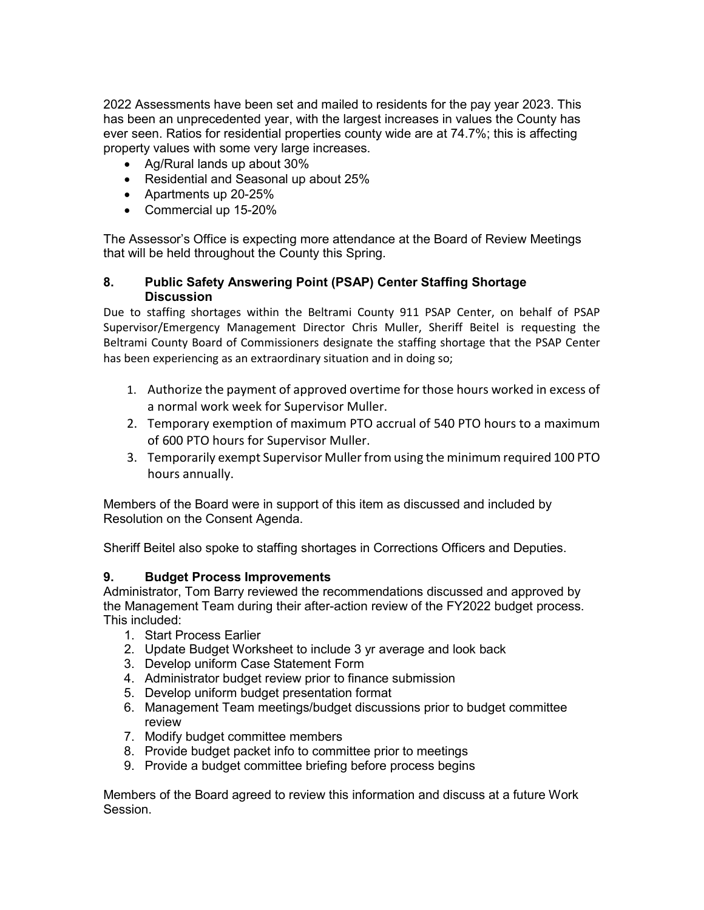2022 Assessments have been set and mailed to residents for the pay year 2023. This has been an unprecedented year, with the largest increases in values the County has ever seen. Ratios for residential properties county wide are at 74.7%; this is affecting property values with some very large increases.

- Ag/Rural lands up about 30%
- Residential and Seasonal up about 25%
- Apartments up 20-25%
- Commercial up 15-20%

The Assessor's Office is expecting more attendance at the Board of Review Meetings that will be held throughout the County this Spring.

### 8. Public Safety Answering Point (PSAP) Center Staffing Shortage Discussion

Due to staffing shortages within the Beltrami County 911 PSAP Center, on behalf of PSAP Supervisor/Emergency Management Director Chris Muller, Sheriff Beitel is requesting the Beltrami County Board of Commissioners designate the staffing shortage that the PSAP Center has been experiencing as an extraordinary situation and in doing so;

1. Authorize the payment of approved overtime for those hours worked in excess of a normal work week for Supervisor Muller.
2. Temporary exemption of maximum PTO accrual of 540 PTO hours to a maximum of 600 PTO hours for Supervisor Muller.
3. Temporarily exempt Supervisor Muller from using the minimum required 100 PTO hours annually.

Members of the Board were in support of this item as discussed and included by Resolution on the Consent Agenda.

Sheriff Beitel also spoke to staffing shortages in Corrections Officers and Deputies.

### 9. Budget Process Improvements

Administrator, Tom Barry reviewed the recommendations discussed and approved by the Management Team during their after-action review of the FY2022 budget process. This included:

1. Start Process Earlier
2. Update Budget Worksheet to include 3 yr average and look back
3. Develop uniform Case Statement Form
4. Administrator budget review prior to finance submission
5. Develop uniform budget presentation format
6. Management Team meetings/budget discussions prior to budget committee review
7. Modify budget committee members
8. Provide budget packet info to committee prior to meetings
9. Provide a budget committee briefing before process begins

Members of the Board agreed to review this information and discuss at a future Work Session.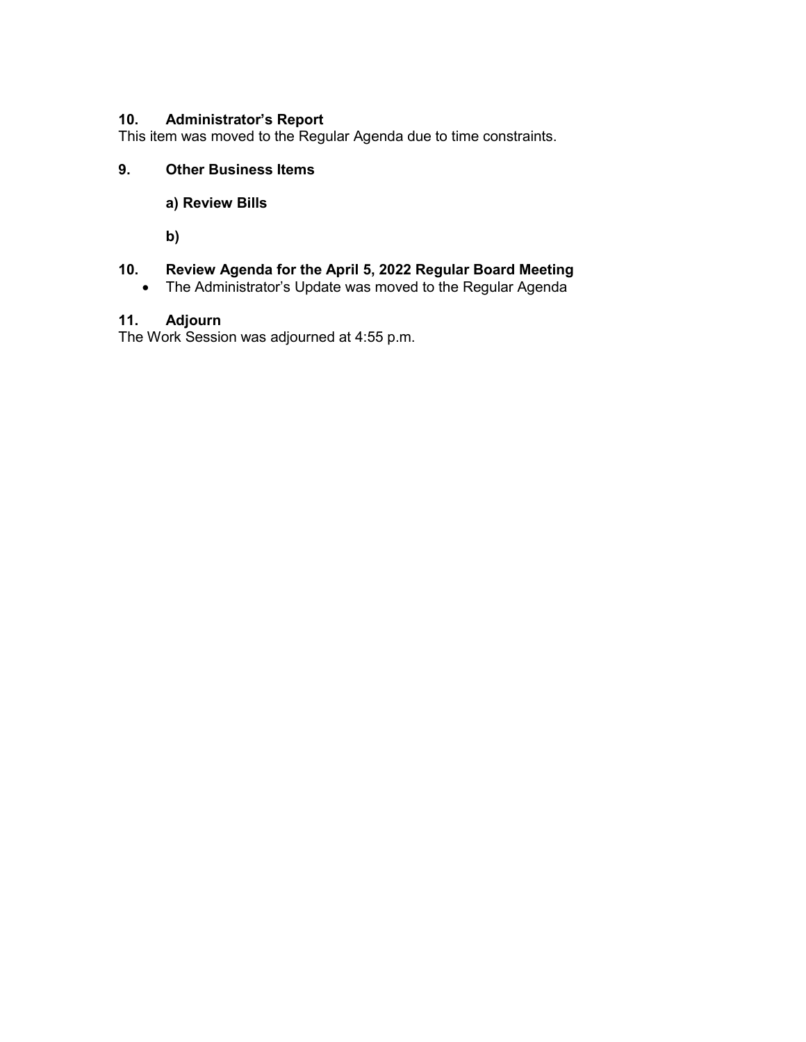## 10. Administrator's Report

This item was moved to the Regular Agenda due to time constraints.

## 9. Other Business Items

### a) Review Bills

### b)

## 10. Review Agenda for the April 5, 2022 Regular Board Meeting

- The Administrator's Update was moved to the Regular Agenda

## 11. Adjourn

The Work Session was adjourned at 4:55 p.m.